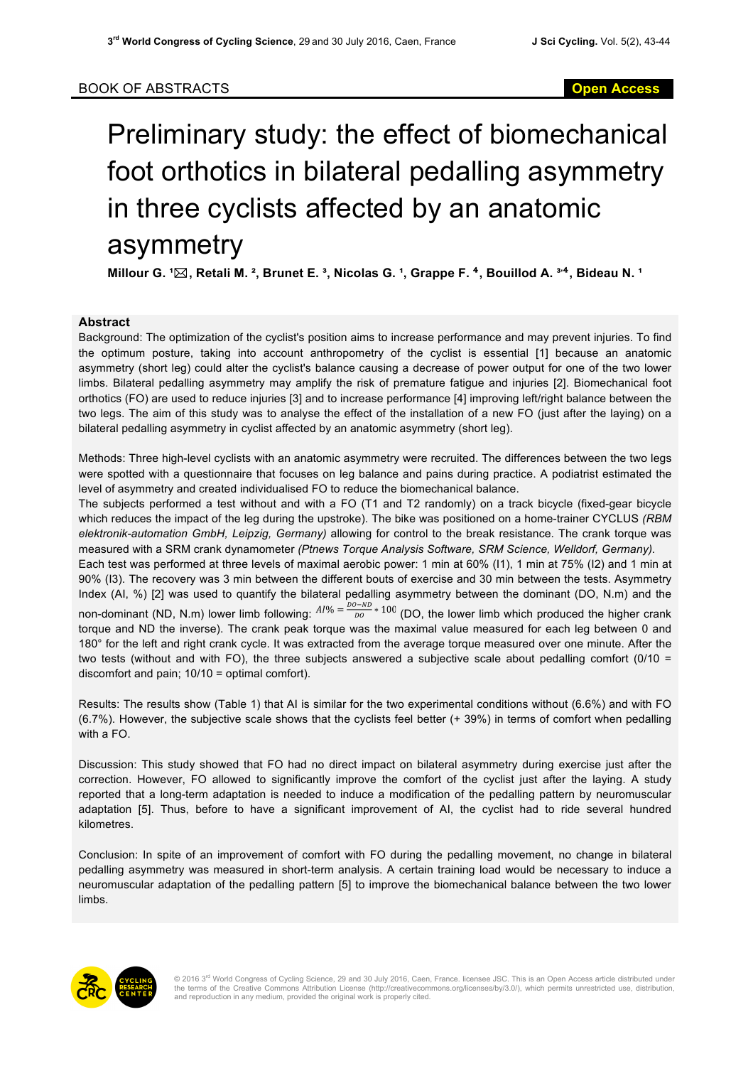BOOK OF ABSTRACTS

Open Access

# Preliminary study: the effect of biomechanical foot orthotics in bilateral pedalling asymmetry in three cyclists affected by an anatomic asymmetry

**Millour G. [1]✉, Retali M. [2], Brunet E. [3], Nicolas G. [1], Grappe F. [4], Bouillod A. [3,4], Bideau N. [1]**

## Abstract

Background: The optimization of the cyclist's position aims to increase performance and may prevent injuries. To find the optimum posture, taking into account anthropometry of the cyclist is essential [1] because an anatomic asymmetry (short leg) could alter the cyclist's balance causing a decrease of power output for one of the two lower limbs. Bilateral pedalling asymmetry may amplify the risk of premature fatigue and injuries [2]. Biomechanical foot orthotics (FO) are used to reduce injuries [3] and to increase performance [4] improving left/right balance between the two legs. The aim of this study was to analyse the effect of the installation of a new FO (just after the laying) on a bilateral pedalling asymmetry in cyclist affected by an anatomic asymmetry (short leg).

Methods: Three high-level cyclists with an anatomic asymmetry were recruited. The differences between the two legs were spotted with a questionnaire that focuses on leg balance and pains during practice. A podiatrist estimated the level of asymmetry and created individualised FO to reduce the biomechanical balance.

The subjects performed a test without and with a FO (T1 and T2 randomly) on a track bicycle (fixed-gear bicycle which reduces the impact of the leg during the upstroke). The bike was positioned on a home-trainer CYCLUS *(RBM elektronik-automation GmbH, Leipzig, Germany)* allowing for control to the break resistance. The crank torque was measured with a SRM crank dynamometer *(Ptnews Torque Analysis Software, SRM Science, Welldorf, Germany).*

Each test was performed at three levels of maximal aerobic power: 1 min at 60% (I1), 1 min at 75% (I2) and 1 min at 90% (I3). The recovery was 3 min between the different bouts of exercise and 30 min between the tests. Asymmetry Index (AI, %) [2] was used to quantify the bilateral pedalling asymmetry between the dominant (DO, N.m) and the non-dominant (ND, N.m) lower limb following: $AI\% = \frac{DO-ND}{DO} * 100$ (DO, the lower limb which produced the higher crank torque and ND the inverse). The crank peak torque was the maximal value measured for each leg between 0 and 180° for the left and right crank cycle. It was extracted from the average torque measured over one minute. After the two tests (without and with FO), the three subjects answered a subjective scale about pedalling comfort (0/10 = discomfort and pain; 10/10 = optimal comfort).

Results: The results show (Table 1) that AI is similar for the two experimental conditions without (6.6%) and with FO (6.7%). However, the subjective scale shows that the cyclists feel better (+ 39%) in terms of comfort when pedalling with a FO.

Discussion: This study showed that FO had no direct impact on bilateral asymmetry during exercise just after the correction. However, FO allowed to significantly improve the comfort of the cyclist just after the laying. A study reported that a long-term adaptation is needed to induce a modification of the pedalling pattern by neuromuscular adaptation [5]. Thus, before to have a significant improvement of AI, the cyclist had to ride several hundred kilometres.

Conclusion: In spite of an improvement of comfort with FO during the pedalling movement, no change in bilateral pedalling asymmetry was measured in short-term analysis. A certain training load would be necessary to induce a neuromuscular adaptation of the pedalling pattern [5] to improve the biomechanical balance between the two lower limbs.

© 2016 3rd World Congress of Cycling Science, 29 and 30 July 2016, Caen, France. licensee JSC. This is an Open Access article distributed under the terms of the Creative Commons Attribution License (http://creativecommons.org/licenses/by/3.0/), which permits unrestricted use, distribution, and reproduction in any medium, provided the original work is properly cited.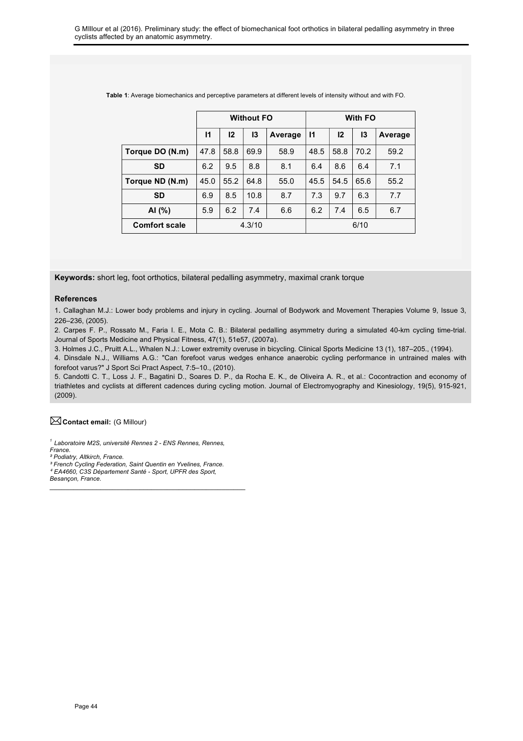**Table 1**: Average biomechanics and perceptive parameters at different levels of intensity without and with FO.

| | Without FO | | | | With FO | | | |
|---|---|---|---|---|---|---|---|---|
| | I1 | I2 | I3 | Average | I1 | I2 | I3 | Average |
| **Torque DO (N.m)** | 47.8 | 58.8 | 69.9 | 58.9 | 48.5 | 58.8 | 70.2 | 59.2 |
| **SD** | 6.2 | 9.5 | 8.8 | 8.1 | 6.4 | 8.6 | 6.4 | 7.1 |
| **Torque ND (N.m)** | 45.0 | 55.2 | 64.8 | 55.0 | 45.5 | 54.5 | 65.6 | 55.2 |
| **SD** | 6.9 | 8.5 | 10.8 | 8.7 | 7.3 | 9.7 | 6.3 | 7.7 |
| **AI (%)** | 5.9 | 6.2 | 7.4 | 6.6 | 6.2 | 7.4 | 6.5 | 6.7 |
| **Comfort scale** | 4.3/10 | | | | 6/10 | | | |

**Keywords:** short leg, foot orthotics, bilateral pedalling asymmetry, maximal crank torque

### References

1. Callaghan M.J.: Lower body problems and injury in cycling. Journal of Bodywork and Movement Therapies Volume 9, Issue 3, 226–236, (2005).
2. Carpes F. P., Rossato M., Faria I. E., Mota C. B.: Bilateral pedalling asymmetry during a simulated 40-km cycling time-trial. Journal of Sports Medicine and Physical Fitness, 47(1), 51e57, (2007a).
3. Holmes J.C., Pruitt A.L., Whalen N.J.: Lower extremity overuse in bicycling. Clinical Sports Medicine 13 (1), 187–205., (1994).
4. Dinsdale N.J., Williams A.G.: "Can forefoot varus wedges enhance anaerobic cycling performance in untrained males with forefoot varus?" J Sport Sci Pract Aspect, 7:5–10., (2010).
5. Candotti C. T., Loss J. F., Bagatini D., Soares D. P., da Rocha E. K., de Oliveira A. R., et al.: Cocontraction and economy of triathletes and cyclists at different cadences during cycling motion. Journal of Electromyography and Kinesiology, 19(5), 915-921, (2009).

**Contact email:** (G Millour)

[1] *Laboratoire M2S, université Rennes 2 - ENS Rennes, Rennes, France.*
[2] *Podiatry, Altkirch, France.*
[3] *French Cycling Federation, Saint Quentin en Yvelines, France.*
[4] *EA4660, C3S Département Santé - Sport, UPFR des Sport, Besançon, France.*